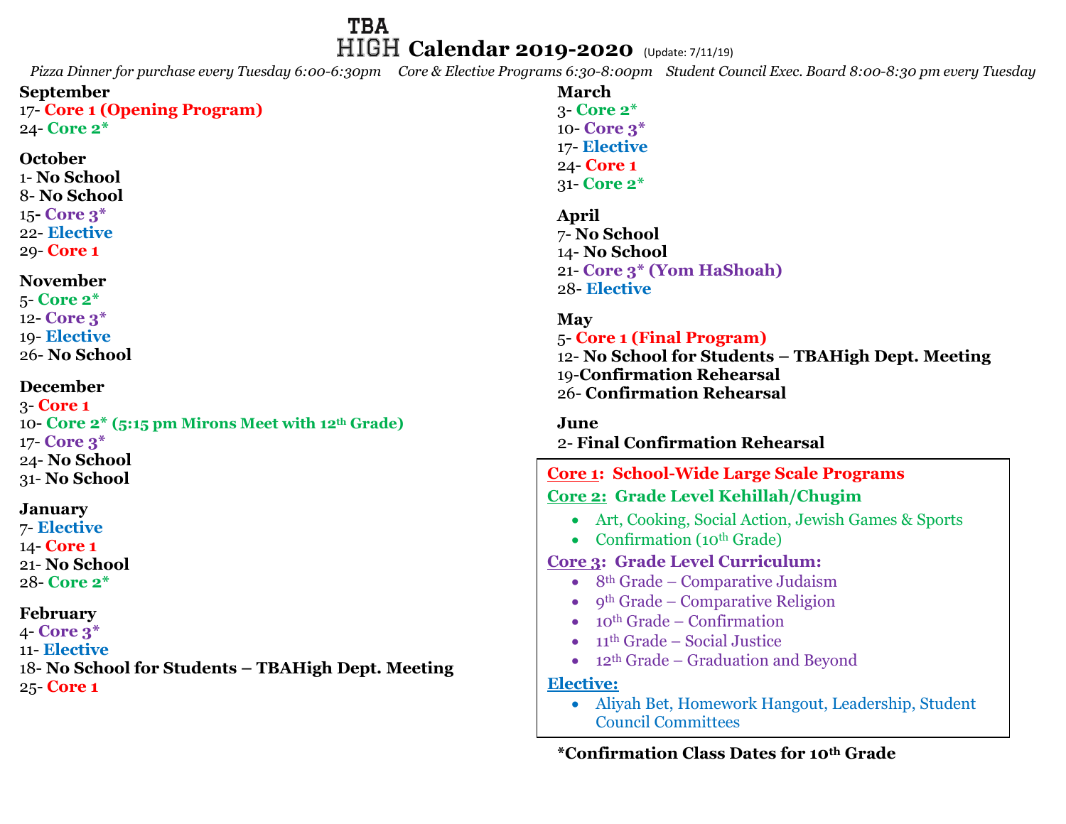# TBA HIGH Calendar 2019-2020 (Update: 7/11/19)

*Pizza Dinner for purchase every Tuesday 6:00-6:30pm     Core & Elective Programs 6:30-8:00pm     Student Council Exec. Board 8:00-8:30 pm every Tuesday*

**September**
17- **Core 1 (Opening Program)**
24- **Core 2***

**October**
1- **No School**
8- **No School**
15- **Core 3***
22- **Elective**
29- **Core 1**

**November**
5- **Core 2***
12- **Core 3***
19- **Elective**
26- **No School**

**December**
3- **Core 1**
10- **Core 2* (5:15 pm Mirons Meet with 12th Grade)**
17- **Core 3***
24- **No School**
31- **No School**

**January**
7- **Elective**
14- **Core 1**
21- **No School**
28- **Core 2***

**February**
4- **Core 3***
11- **Elective**
18- **No School for Students – TBAHigh Dept. Meeting**
25- **Core 1**

**March**
3- **Core 2***
10- **Core 3***
17- **Elective**
24- **Core 1**
31- **Core 2***

**April**
7- **No School**
14- **No School**
21- **Core 3* (Yom HaShoah)**
28- **Elective**

**May**
5- **Core 1 (Final Program)**
12- **No School for Students – TBAHigh Dept. Meeting**
19-**Confirmation Rehearsal**
26- **Confirmation Rehearsal**

**June**
2- **Final Confirmation Rehearsal**

**Core 1: School-Wide Large Scale Programs**

**Core 2: Grade Level Kehillah/Chugim**
- Art, Cooking, Social Action, Jewish Games & Sports
- Confirmation (10th Grade)

**Core 3: Grade Level Curriculum:**
- 8th Grade – Comparative Judaism
- 9th Grade – Comparative Religion
- 10th Grade – Confirmation
- 11th Grade – Social Justice
- 12th Grade – Graduation and Beyond

**Elective:**
- Aliyah Bet, Homework Hangout, Leadership, Student Council Committees

***Confirmation Class Dates for 10th Grade**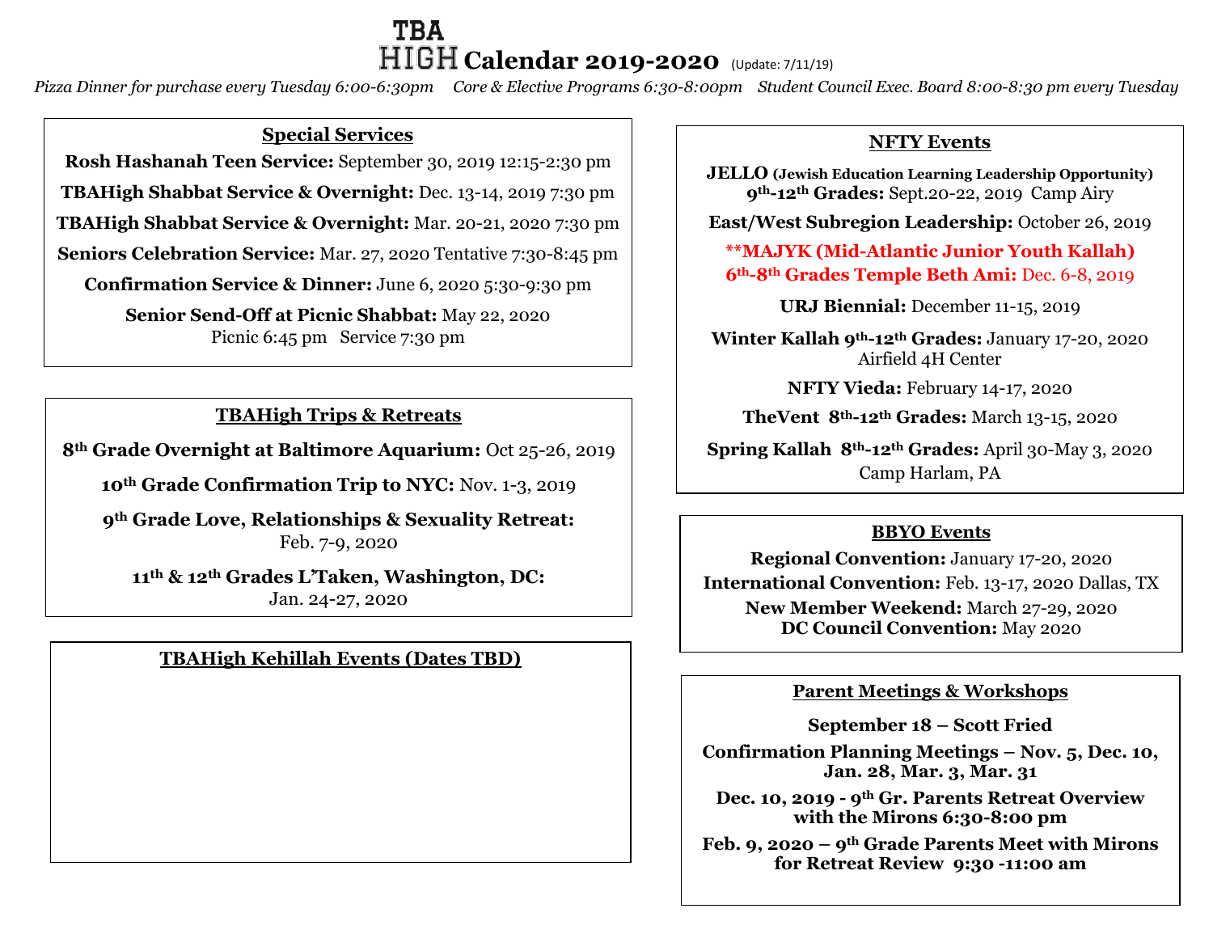# TBA HIGH Calendar 2019-2020 (Update: 7/11/19)

*Pizza Dinner for purchase every Tuesday 6:00-6:30pm Core & Elective Programs 6:30-8:00pm Student Council Exec. Board 8:00-8:30 pm every Tuesday*

## Special Services

**Rosh Hashanah Teen Service:** September 30, 2019 12:15-2:30 pm

**TBAHigh Shabbat Service & Overnight:** Dec. 13-14, 2019 7:30 pm

**TBAHigh Shabbat Service & Overnight:** Mar. 20-21, 2020 7:30 pm

**Seniors Celebration Service:** Mar. 27, 2020 Tentative 7:30-8:45 pm

**Confirmation Service & Dinner:** June 6, 2020 5:30-9:30 pm

**Senior Send-Off at Picnic Shabbat:** May 22, 2020
Picnic 6:45 pm Service 7:30 pm

## TBAHigh Trips & Retreats

**8th Grade Overnight at Baltimore Aquarium:** Oct 25-26, 2019

**10th Grade Confirmation Trip to NYC:** Nov. 1-3, 2019

**9th Grade Love, Relationships & Sexuality Retreat:**
Feb. 7-9, 2020

**11th & 12th Grades L'Taken, Washington, DC:**
Jan. 24-27, 2020

## TBAHigh Kehillah Events (Dates TBD)

## NFTY Events

**JELLO (Jewish Education Learning Leadership Opportunity)**
**9th-12th Grades:** Sept.20-22, 2019 Camp Airy

**East/West Subregion Leadership:** October 26, 2019

****MAJYK (Mid-Atlantic Junior Youth Kallah)**
**6th-8th Grades Temple Beth Ami:** Dec. 6-8, 2019

**URJ Biennial:** December 11-15, 2019

**Winter Kallah 9th-12th Grades:** January 17-20, 2020
Airfield 4H Center

**NFTY Vieda:** February 14-17, 2020

**TheVent 8th-12th Grades:** March 13-15, 2020

**Spring Kallah 8th-12th Grades:** April 30-May 3, 2020
Camp Harlam, PA

## BBYO Events

**Regional Convention:** January 17-20, 2020

**International Convention:** Feb. 13-17, 2020 Dallas, TX

**New Member Weekend:** March 27-29, 2020

**DC Council Convention:** May 2020

## Parent Meetings & Workshops

**September 18 – Scott Fried**

**Confirmation Planning Meetings – Nov. 5, Dec. 10, Jan. 28, Mar. 3, Mar. 31**

**Dec. 10, 2019 - 9th Gr. Parents Retreat Overview with the Mirons 6:30-8:00 pm**

**Feb. 9, 2020 – 9th Grade Parents Meet with Mirons for Retreat Review 9:30 -11:00 am**